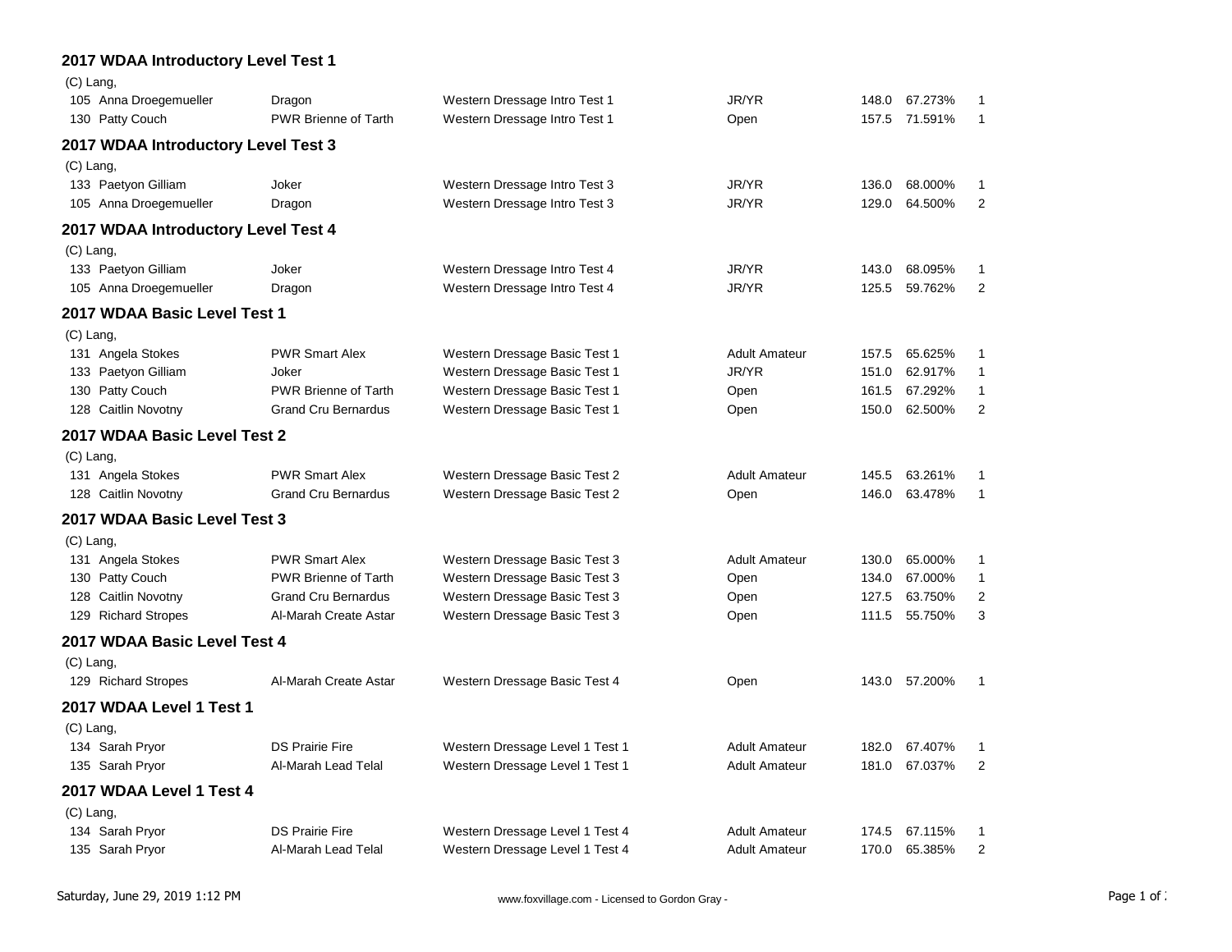## 2017 WDAA Introductory Level Test 1

(C) Lang,

| No. | Rider | Horse | Test | Division | Score | Percent | Place |
|---|---|---|---|---|---|---|---|
| 105 | Anna Droegemueller | Dragon | Western Dressage Intro Test 1 | JR/YR | 148.0 | 67.273% | 1 |
| 130 | Patty Couch | PWR Brienne of Tarth | Western Dressage Intro Test 1 | Open | 157.5 | 71.591% | 1 |

## 2017 WDAA Introductory Level Test 3

(C) Lang,

| No. | Rider | Horse | Test | Division | Score | Percent | Place |
|---|---|---|---|---|---|---|---|
| 133 | Paetyon Gilliam | Joker | Western Dressage Intro Test 3 | JR/YR | 136.0 | 68.000% | 1 |
| 105 | Anna Droegemueller | Dragon | Western Dressage Intro Test 3 | JR/YR | 129.0 | 64.500% | 2 |

## 2017 WDAA Introductory Level Test 4

(C) Lang,

| No. | Rider | Horse | Test | Division | Score | Percent | Place |
|---|---|---|---|---|---|---|---|
| 133 | Paetyon Gilliam | Joker | Western Dressage Intro Test 4 | JR/YR | 143.0 | 68.095% | 1 |
| 105 | Anna Droegemueller | Dragon | Western Dressage Intro Test 4 | JR/YR | 125.5 | 59.762% | 2 |

## 2017 WDAA Basic Level Test 1

(C) Lang,

| No. | Rider | Horse | Test | Division | Score | Percent | Place |
|---|---|---|---|---|---|---|---|
| 131 | Angela Stokes | PWR Smart Alex | Western Dressage Basic Test 1 | Adult Amateur | 157.5 | 65.625% | 1 |
| 133 | Paetyon Gilliam | Joker | Western Dressage Basic Test 1 | JR/YR | 151.0 | 62.917% | 1 |
| 130 | Patty Couch | PWR Brienne of Tarth | Western Dressage Basic Test 1 | Open | 161.5 | 67.292% | 1 |
| 128 | Caitlin Novotny | Grand Cru Bernardus | Western Dressage Basic Test 1 | Open | 150.0 | 62.500% | 2 |

## 2017 WDAA Basic Level Test 2

(C) Lang,

| No. | Rider | Horse | Test | Division | Score | Percent | Place |
|---|---|---|---|---|---|---|---|
| 131 | Angela Stokes | PWR Smart Alex | Western Dressage Basic Test 2 | Adult Amateur | 145.5 | 63.261% | 1 |
| 128 | Caitlin Novotny | Grand Cru Bernardus | Western Dressage Basic Test 2 | Open | 146.0 | 63.478% | 1 |

## 2017 WDAA Basic Level Test 3

(C) Lang,

| No. | Rider | Horse | Test | Division | Score | Percent | Place |
|---|---|---|---|---|---|---|---|
| 131 | Angela Stokes | PWR Smart Alex | Western Dressage Basic Test 3 | Adult Amateur | 130.0 | 65.000% | 1 |
| 130 | Patty Couch | PWR Brienne of Tarth | Western Dressage Basic Test 3 | Open | 134.0 | 67.000% | 1 |
| 128 | Caitlin Novotny | Grand Cru Bernardus | Western Dressage Basic Test 3 | Open | 127.5 | 63.750% | 2 |
| 129 | Richard Stropes | Al-Marah Create Astar | Western Dressage Basic Test 3 | Open | 111.5 | 55.750% | 3 |

## 2017 WDAA Basic Level Test 4

(C) Lang,

| No. | Rider | Horse | Test | Division | Score | Percent | Place |
|---|---|---|---|---|---|---|---|
| 129 | Richard Stropes | Al-Marah Create Astar | Western Dressage Basic Test 4 | Open | 143.0 | 57.200% | 1 |

## 2017 WDAA Level 1 Test 1

(C) Lang,

| No. | Rider | Horse | Test | Division | Score | Percent | Place |
|---|---|---|---|---|---|---|---|
| 134 | Sarah Pryor | DS Prairie Fire | Western Dressage Level 1 Test 1 | Adult Amateur | 182.0 | 67.407% | 1 |
| 135 | Sarah Pryor | Al-Marah Lead Telal | Western Dressage Level 1 Test 1 | Adult Amateur | 181.0 | 67.037% | 2 |

## 2017 WDAA Level 1 Test 4

(C) Lang,

| No. | Rider | Horse | Test | Division | Score | Percent | Place |
|---|---|---|---|---|---|---|---|
| 134 | Sarah Pryor | DS Prairie Fire | Western Dressage Level 1 Test 4 | Adult Amateur | 174.5 | 67.115% | 1 |
| 135 | Sarah Pryor | Al-Marah Lead Telal | Western Dressage Level 1 Test 4 | Adult Amateur | 170.0 | 65.385% | 2 |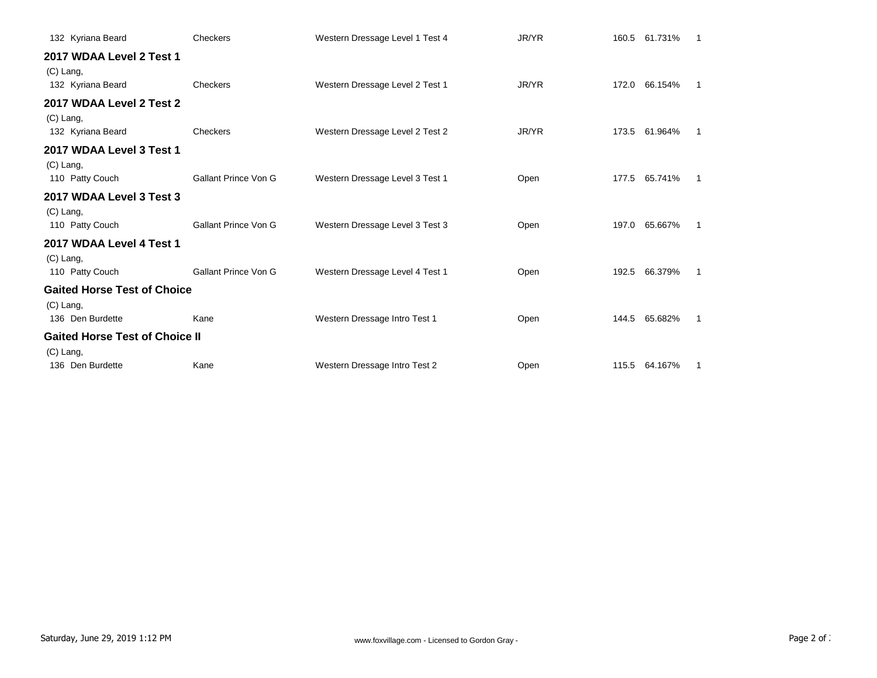| | | | | | | |
|---|---|---|---|---|---|---|
| 132 Kyriana Beard | Checkers | Western Dressage Level 1 Test 4 | JR/YR | 160.5 | 61.731% | 1 |

**2017 WDAA Level 2 Test 1**

(C) Lang,

| | | | | | | |
|---|---|---|---|---|---|---|
| 132 Kyriana Beard | Checkers | Western Dressage Level 2 Test 1 | JR/YR | 172.0 | 66.154% | 1 |

**2017 WDAA Level 2 Test 2**

(C) Lang,

| | | | | | | |
|---|---|---|---|---|---|---|
| 132 Kyriana Beard | Checkers | Western Dressage Level 2 Test 2 | JR/YR | 173.5 | 61.964% | 1 |

**2017 WDAA Level 3 Test 1**

(C) Lang,

| | | | | | | |
|---|---|---|---|---|---|---|
| 110 Patty Couch | Gallant Prince Von G | Western Dressage Level 3 Test 1 | Open | 177.5 | 65.741% | 1 |

**2017 WDAA Level 3 Test 3**

(C) Lang,

| | | | | | | |
|---|---|---|---|---|---|---|
| 110 Patty Couch | Gallant Prince Von G | Western Dressage Level 3 Test 3 | Open | 197.0 | 65.667% | 1 |

**2017 WDAA Level 4 Test 1**

(C) Lang,

| | | | | | | |
|---|---|---|---|---|---|---|
| 110 Patty Couch | Gallant Prince Von G | Western Dressage Level 4 Test 1 | Open | 192.5 | 66.379% | 1 |

**Gaited Horse Test of Choice**

(C) Lang,

| | | | | | | |
|---|---|---|---|---|---|---|
| 136 Den Burdette | Kane | Western Dressage Intro Test 1 | Open | 144.5 | 65.682% | 1 |

**Gaited Horse Test of Choice II**

(C) Lang,

| | | | | | | |
|---|---|---|---|---|---|---|
| 136 Den Burdette | Kane | Western Dressage Intro Test 2 | Open | 115.5 | 64.167% | 1 |

Saturday, June 29, 2019 1:12 PM

www.foxvillage.com - Licensed to Gordon Gray -